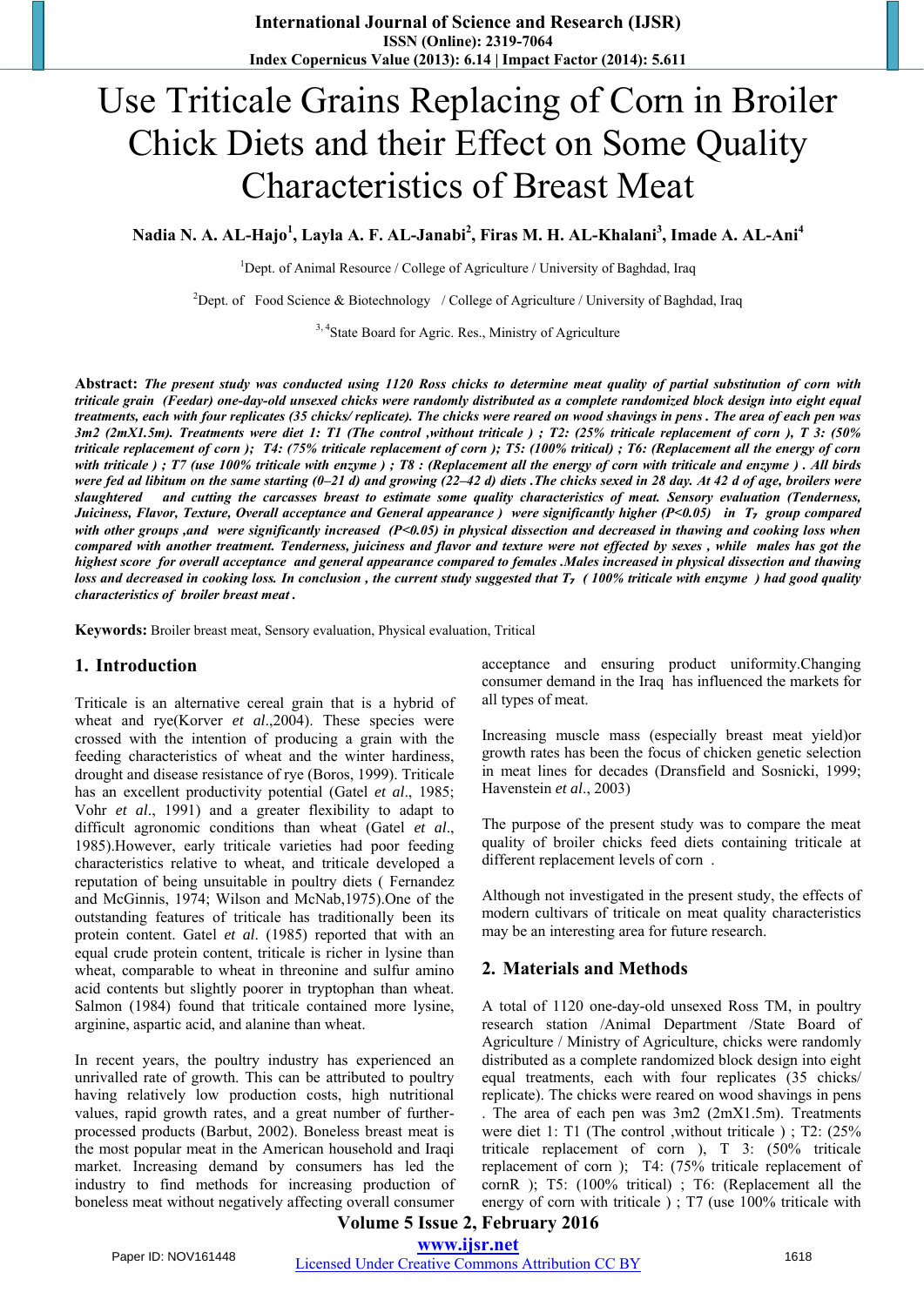# Use Triticale Grains Replacing of Corn in Broiler Chick Diets and their Effect on Some Quality Characteristics of Breast Meat

**Nadia N. A. AL-Hajo[1], Layla A. F. AL-Janabi[2], Firas M. H. AL-Khalani[3], Imade A. AL-Ani[4]**

[1]Dept. of Animal Resource / College of Agriculture / University of Baghdad, Iraq

[2]Dept. of Food Science & Biotechnology / College of Agriculture / University of Baghdad, Iraq

[3, 4]State Board for Agric. Res., Ministry of Agriculture

**Abstract:** ***The present study was conducted using 1120 Ross chicks to determine meat quality of partial substitution of corn with triticale grain (Feedar) one-day-old unsexed chicks were randomly distributed as a complete randomized block design into eight equal treatments, each with four replicates (35 chicks/ replicate). The chicks were reared on wood shavings in pens . The area of each pen was 3m2 (2mX1.5m). Treatments were diet 1: T1 (The control ,without triticale ) ; T2: (25% triticale replacement of corn ), T 3: (50% triticale replacement of corn ); T4: (75% triticale replacement of corn ); T5: (100% tritical) ; T6: (Replacement all the energy of corn with triticale ) ; T7 (use 100% triticale with enzyme ) ; T8 : (Replacement all the energy of corn with triticale and enzyme ) . All birds were fed ad libitum on the same starting (0–21 d) and growing (22–42 d) diets .The chicks sexed in 28 day. At 42 d of age, broilers were slaughtered and cutting the carcasses breast to estimate some quality characteristics of meat. Sensory evaluation (Tenderness, Juiciness, Flavor, Texture, Overall acceptance and General appearance ) were significantly higher (P<0.05) in $T_7$ group compared with other groups ,and were significantly increased (P<0.05) in physical dissection and decreased in thawing and cooking loss when compared with another treatment. Tenderness, juiciness and flavor and texture were not effected by sexes , while males has got the highest score for overall acceptance and general appearance compared to females .Males increased in physical dissection and thawing loss and decreased in cooking loss. In conclusion , the current study suggested that $T_7$ ( 100% triticale with enzyme ) had good quality characteristics of broiler breast meat .***

**Keywords:** Broiler breast meat, Sensory evaluation, Physical evaluation, Tritical

## 1. Introduction

Triticale is an alternative cereal grain that is a hybrid of wheat and rye(Korver *et al*.,2004). These species were crossed with the intention of producing a grain with the feeding characteristics of wheat and the winter hardiness, drought and disease resistance of rye (Boros, 1999). Triticale has an excellent productivity potential (Gatel *et al*., 1985; Vohr *et al*., 1991) and a greater flexibility to adapt to difficult agronomic conditions than wheat (Gatel *et al*., 1985).However, early triticale varieties had poor feeding characteristics relative to wheat, and triticale developed a reputation of being unsuitable in poultry diets ( Fernandez and McGinnis, 1974; Wilson and McNab,1975).One of the outstanding features of triticale has traditionally been its protein content. Gatel *et al*. (1985) reported that with an equal crude protein content, triticale is richer in lysine than wheat, comparable to wheat in threonine and sulfur amino acid contents but slightly poorer in tryptophan than wheat. Salmon (1984) found that triticale contained more lysine, arginine, aspartic acid, and alanine than wheat.

In recent years, the poultry industry has experienced an unrivalled rate of growth. This can be attributed to poultry having relatively low production costs, high nutritional values, rapid growth rates, and a great number of further-processed products (Barbut, 2002). Boneless breast meat is the most popular meat in the American household and Iraqi market. Increasing demand by consumers has led the industry to find methods for increasing production of boneless meat without negatively affecting overall consumer acceptance and ensuring product uniformity.Changing consumer demand in the Iraq has influenced the markets for all types of meat.

Increasing muscle mass (especially breast meat yield)or growth rates has been the focus of chicken genetic selection in meat lines for decades (Dransfield and Sosnicki, 1999; Havenstein *et al*., 2003)

The purpose of the present study was to compare the meat quality of broiler chicks feed diets containing triticale at different replacement levels of corn .

Although not investigated in the present study, the effects of modern cultivars of triticale on meat quality characteristics may be an interesting area for future research.

## 2. Materials and Methods

A total of 1120 one-day-old unsexed Ross TM, in poultry research station /Animal Department /State Board of Agriculture / Ministry of Agriculture, chicks were randomly distributed as a complete randomized block design into eight equal treatments, each with four replicates (35 chicks/ replicate). The chicks were reared on wood shavings in pens . The area of each pen was 3m2 (2mX1.5m). Treatments were diet 1: T1 (The control ,without triticale ) ; T2: (25% triticale replacement of corn ), T 3: (50% triticale replacement of corn ); T4: (75% triticale replacement of cornR ); T5: (100% tritical) ; T6: (Replacement all the energy of corn with triticale ) ; T7 (use 100% triticale with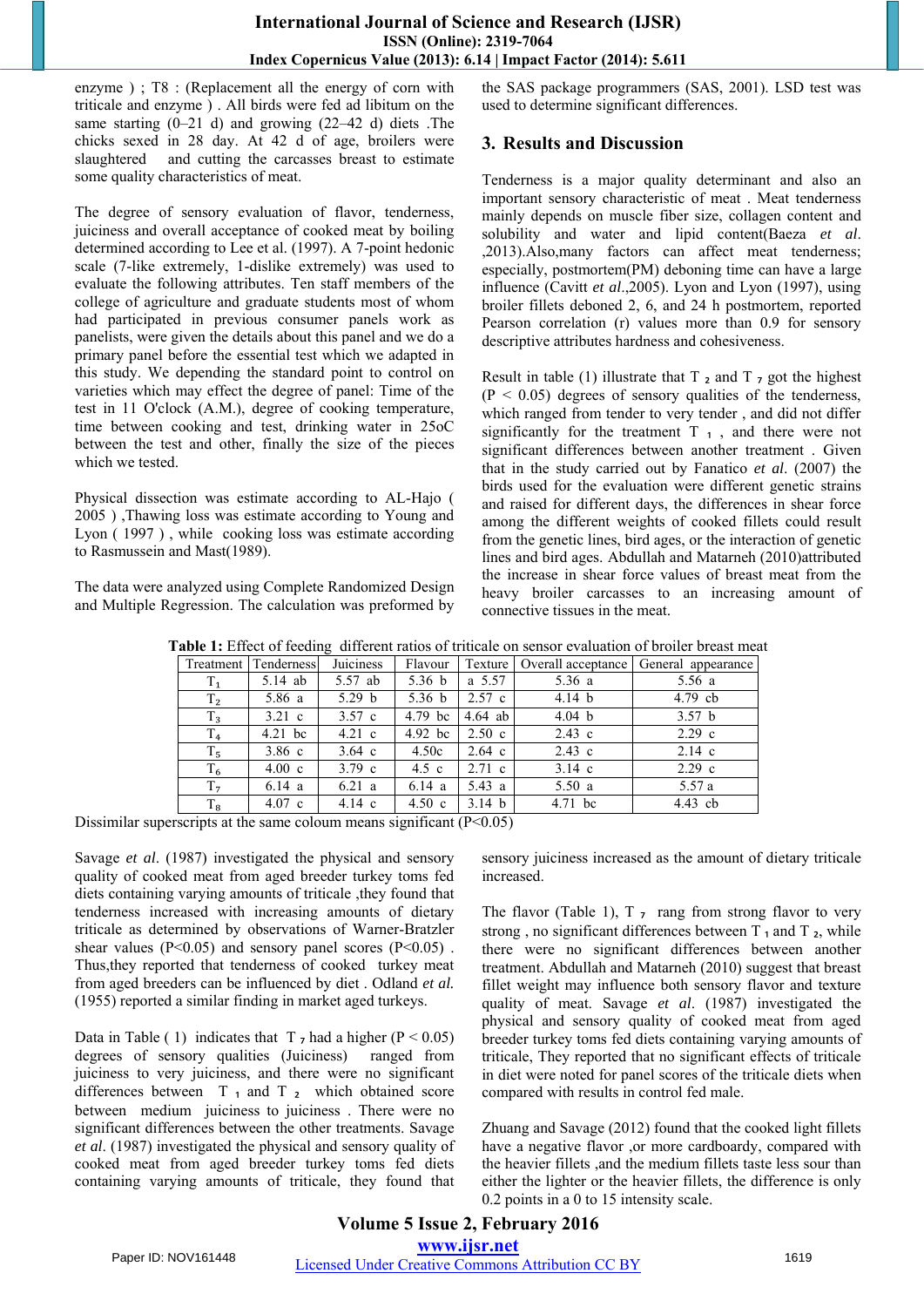enzyme ) ; T8 : (Replacement all the energy of corn with triticale and enzyme ) . All birds were fed ad libitum on the same starting (0–21 d) and growing (22–42 d) diets .The chicks sexed in 28 day. At 42 d of age, broilers were slaughtered and cutting the carcasses breast to estimate some quality characteristics of meat.

The degree of sensory evaluation of flavor, tenderness, juiciness and overall acceptance of cooked meat by boiling determined according to Lee et al. (1997). A 7-point hedonic scale (7-like extremely, 1-dislike extremely) was used to evaluate the following attributes. Ten staff members of the college of agriculture and graduate students most of whom had participated in previous consumer panels work as panelists, were given the details about this panel and we do a primary panel before the essential test which we adapted in this study. We depending the standard point to control on varieties which may effect the degree of panel: Time of the test in 11 O'clock (A.M.), degree of cooking temperature, time between cooking and test, drinking water in 25oC between the test and other, finally the size of the pieces which we tested.

Physical dissection was estimate according to AL-Hajo ( 2005 ) ,Thawing loss was estimate according to Young and Lyon ( 1997 ) , while cooking loss was estimate according to Rasmussein and Mast(1989).

The data were analyzed using Complete Randomized Design and Multiple Regression. The calculation was preformed by the SAS package programmers (SAS, 2001). LSD test was used to determine significant differences.

## 3. Results and Discussion

Tenderness is a major quality determinant and also an important sensory characteristic of meat . Meat tenderness mainly depends on muscle fiber size, collagen content and solubility and water and lipid content(Baeza *et al*. ,2013).Also,many factors can affect meat tenderness; especially, postmortem(PM) deboning time can have a large influence (Cavitt *et al*.,2005). Lyon and Lyon (1997), using broiler fillets deboned 2, 6, and 24 h postmortem, reported Pearson correlation (r) values more than 0.9 for sensory descriptive attributes hardness and cohesiveness.

Result in table (1) illustrate that $T_2$ and $T_7$ got the highest ($P < 0.05$) degrees of sensory qualities of the tenderness, which ranged from tender to very tender , and did not differ significantly for the treatment $T_1$ , and there were not significant differences between another treatment . Given that in the study carried out by Fanatico *et al*. (2007) the birds used for the evaluation were different genetic strains and raised for different days, the differences in shear force among the different weights of cooked fillets could result from the genetic lines, bird ages, or the interaction of genetic lines and bird ages. Abdullah and Matarneh (2010)attributed the increase in shear force values of breast meat from the heavy broiler carcasses to an increasing amount of connective tissues in the meat.

**Table 1:** Effect of feeding different ratios of triticale on sensor evaluation of broiler breast meat

| Treatment | Tenderness | Juiciness | Flavour | Texture | Overall acceptance | General appearance |
|---|---|---|---|---|---|---|
| $T_1$ | 5.14 ab | 5.57 ab | 5.36 b | a 5.57 | 5.36 a | 5.56 a |
| $T_2$ | 5.86 a | 5.29 b | 5.36 b | 2.57 c | 4.14 b | 4.79 cb |
| $T_3$ | 3.21 c | 3.57 c | 4.79 bc | 4.64 ab | 4.04 b | 3.57 b |
| $T_4$ | 4.21 bc | 4.21 c | 4.92 bc | 2.50 c | 2.43 c | 2.29 c |
| $T_5$ | 3.86 c | 3.64 c | 4.50c | 2.64 c | 2.43 c | 2.14 c |
| $T_6$ | 4.00 c | 3.79 c | 4.5 c | 2.71 c | 3.14 c | 2.29 c |
| $T_7$ | 6.14 a | 6.21 a | 6.14 a | 5.43 a | 5.50 a | 5.57 a |
| $T_8$ | 4.07 c | 4.14 c | 4.50 c | 3.14 b | 4.71 bc | 4.43 cb |

Dissimilar superscripts at the same coloum means significant ($P<0.05$)

Savage *et al*. (1987) investigated the physical and sensory quality of cooked meat from aged breeder turkey toms fed diets containing varying amounts of triticale ,they found that tenderness increased with increasing amounts of dietary triticale as determined by observations of Warner-Bratzler shear values ($P<0.05$) and sensory panel scores ($P<0.05$) . Thus,they reported that tenderness of cooked turkey meat from aged breeders can be influenced by diet . Odland *et al.* (1955) reported a similar finding in market aged turkeys.

Data in Table ( 1) indicates that $T_7$ had a higher ($P < 0.05$) degrees of sensory qualities (Juiciness) ranged from juiciness to very juiciness, and there were no significant differences between $T_1$ and $T_2$ which obtained score between medium juiciness to juiciness . There were no significant differences between the other treatments. Savage *et al*. (1987) investigated the physical and sensory quality of cooked meat from aged breeder turkey toms fed diets containing varying amounts of triticale, they found that sensory juiciness increased as the amount of dietary triticale increased.

The flavor (Table 1), $T_7$ rang from strong flavor to very strong , no significant differences between $T_1$ and $T_2$, while there were no significant differences between another treatment. Abdullah and Matarneh (2010) suggest that breast fillet weight may influence both sensory flavor and texture quality of meat. Savage *et al*. (1987) investigated the physical and sensory quality of cooked meat from aged breeder turkey toms fed diets containing varying amounts of triticale, They reported that no significant effects of triticale in diet were noted for panel scores of the triticale diets when compared with results in control fed male.

Zhuang and Savage (2012) found that the cooked light fillets have a negative flavor ,or more cardboardy, compared with the heavier fillets ,and the medium fillets taste less sour than either the lighter or the heavier fillets, the difference is only 0.2 points in a 0 to 15 intensity scale.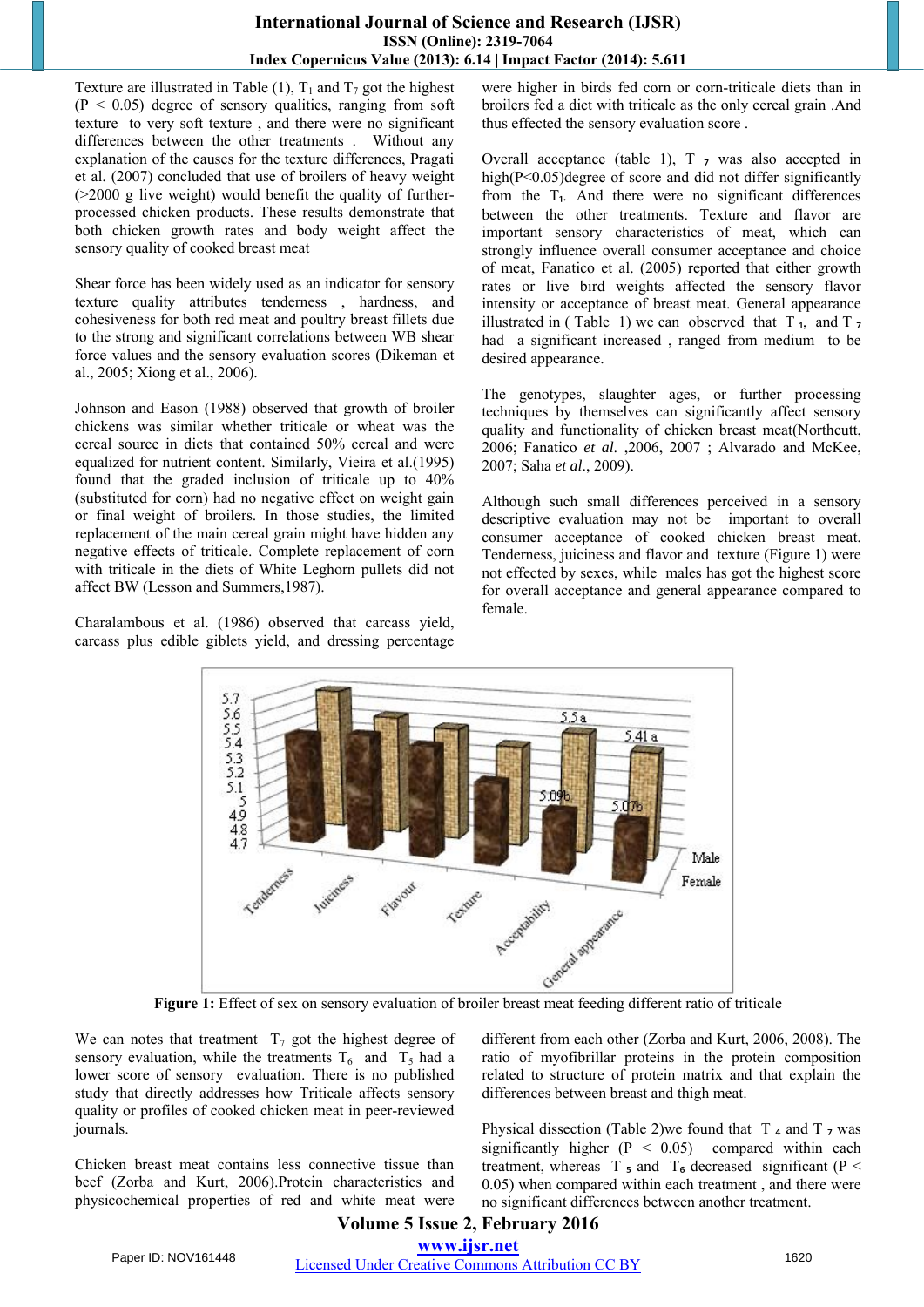Texture are illustrated in Table (1), $T_1$ and $T_7$ got the highest ($P < 0.05$) degree of sensory qualities, ranging from soft texture to very soft texture , and there were no significant differences between the other treatments . Without any explanation of the causes for the texture differences, Pragati et al. (2007) concluded that use of broilers of heavy weight (>2000 g live weight) would benefit the quality of further-processed chicken products. These results demonstrate that both chicken growth rates and body weight affect the sensory quality of cooked breast meat

Shear force has been widely used as an indicator for sensory texture quality attributes tenderness , hardness, and cohesiveness for both red meat and poultry breast fillets due to the strong and significant correlations between WB shear force values and the sensory evaluation scores (Dikeman et al., 2005; Xiong et al., 2006).

Johnson and Eason (1988) observed that growth of broiler chickens was similar whether triticale or wheat was the cereal source in diets that contained 50% cereal and were equalized for nutrient content. Similarly, Vieira et al.(1995) found that the graded inclusion of triticale up to 40% (substituted for corn) had no negative effect on weight gain or final weight of broilers. In those studies, the limited replacement of the main cereal grain might have hidden any negative effects of triticale. Complete replacement of corn with triticale in the diets of White Leghorn pullets did not affect BW (Lesson and Summers,1987).

Charalambous et al. (1986) observed that carcass yield, carcass plus edible giblets yield, and dressing percentage were higher in birds fed corn or corn-triticale diets than in broilers fed a diet with triticale as the only cereal grain .And thus effected the sensory evaluation score .

Overall acceptance (table 1), $T_7$ was also accepted in high($P<0.05$)degree of score and did not differ significantly from the $T_1$. And there were no significant differences between the other treatments. Texture and flavor are important sensory characteristics of meat, which can strongly influence overall consumer acceptance and choice of meat, Fanatico et al. (2005) reported that either growth rates or live bird weights affected the sensory flavor intensity or acceptance of breast meat. General appearance illustrated in ( Table 1) we can observed that $T_1$, and $T_7$ had a significant increased , ranged from medium to be desired appearance.

The genotypes, slaughter ages, or further processing techniques by themselves can significantly affect sensory quality and functionality of chicken breast meat(Northcutt, 2006; Fanatico *et al.* ,2006, 2007 ; Alvarado and McKee, 2007; Saha *et al*., 2009).

Although such small differences perceived in a sensory descriptive evaluation may not be important to overall consumer acceptance of cooked chicken breast meat. Tenderness, juiciness and flavor and texture (Figure 1) were not effected by sexes, while males has got the highest score for overall acceptance and general appearance compared to female.

**Figure 1:** Effect of sex on sensory evaluation of broiler breast meat feeding different ratio of triticale

We can notes that treatment $T_7$ got the highest degree of sensory evaluation, while the treatments $T_6$ and $T_5$ had a lower score of sensory evaluation. There is no published study that directly addresses how Triticale affects sensory quality or profiles of cooked chicken meat in peer-reviewed journals.

Chicken breast meat contains less connective tissue than beef (Zorba and Kurt, 2006).Protein characteristics and physicochemical properties of red and white meat were different from each other (Zorba and Kurt, 2006, 2008). The ratio of myofibrillar proteins in the protein composition related to structure of protein matrix and that explain the differences between breast and thigh meat.

Physical dissection (Table 2)we found that $T_4$ and $T_7$ was significantly higher ($P < 0.05$) compared within each treatment, whereas $T_5$ and $T_6$ decreased significant ($P < 0.05$) when compared within each treatment , and there were no significant differences between another treatment.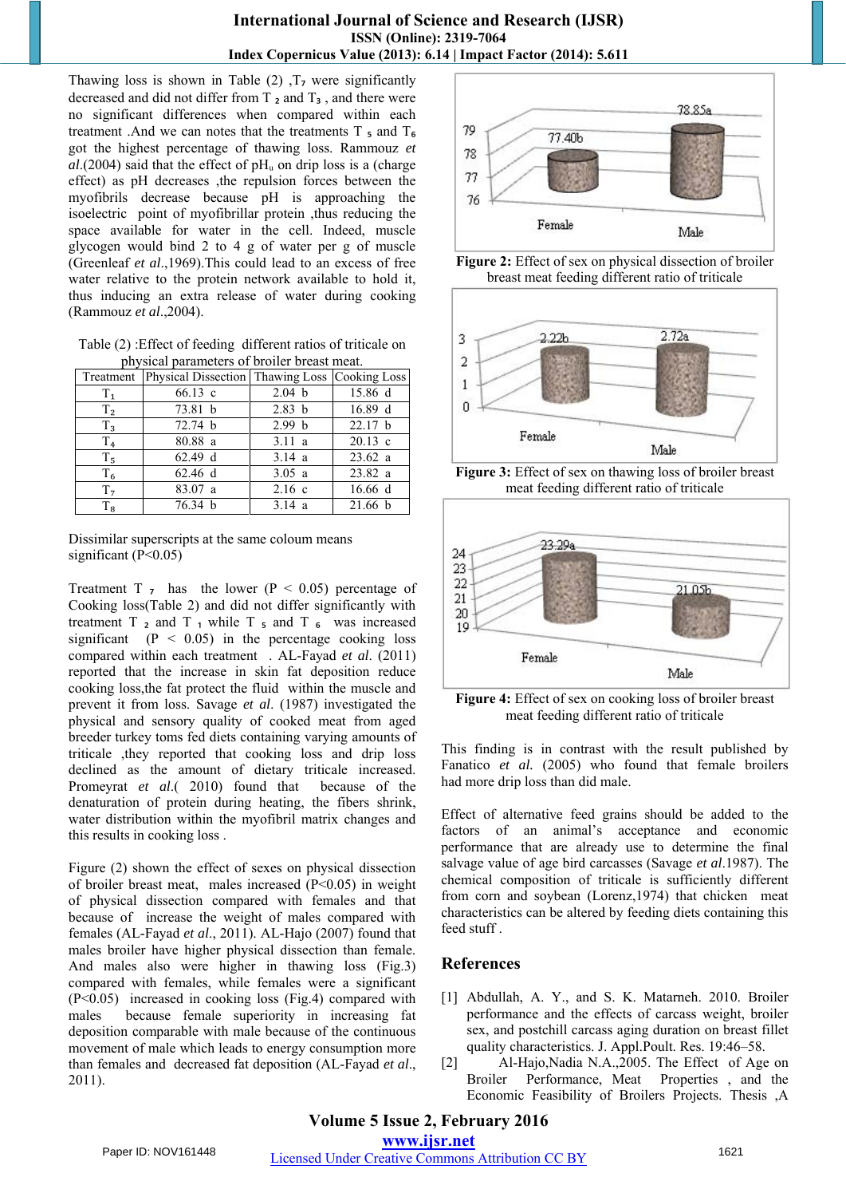Thawing loss is shown in Table (2) ,$T_7$ were significantly decreased and did not differ from $T_2$ and $T_3$ , and there were no significant differences when compared within each treatment .And we can notes that the treatments $T_5$ and $T_6$ got the highest percentage of thawing loss. Rammouz *et al*.(2004) said that the effect of $pH_u$ on drip loss is a (charge effect) as pH decreases ,the repulsion forces between the myofibrils decrease because pH is approaching the isoelectric point of myofibrillar protein ,thus reducing the space available for water in the cell. Indeed, muscle glycogen would bind 2 to 4 g of water per g of muscle (Greenleaf *et al*.,1969).This could lead to an excess of free water relative to the protein network available to hold it, thus inducing an extra release of water during cooking (Rammouz *et al*.,2004).

Table (2) :Effect of feeding different ratios of triticale on physical parameters of broiler breast meat.

| Treatment | Physical Dissection | Thawing Loss | Cooking Loss |
|---|---|---|---|
| $T_1$ | 66.13 c | 2.04 b | 15.86 d |
| $T_2$ | 73.81 b | 2.83 b | 16.89 d |
| $T_3$ | 72.74 b | 2.99 b | 22.17 b |
| $T_4$ | 80.88 a | 3.11 a | 20.13 c |
| $T_5$ | 62.49 d | 3.14 a | 23.62 a |
| $T_6$ | 62.46 d | 3.05 a | 23.82 a |
| $T_7$ | 83.07 a | 2.16 c | 16.66 d |
| $T_8$ | 76.34 b | 3.14 a | 21.66 b |

Dissimilar superscripts at the same coloum means significant (P<0.05)

Treatment $T_7$ has the lower ($P < 0.05$) percentage of Cooking loss(Table 2) and did not differ significantly with treatment $T_2$ and $T_1$ while $T_5$ and $T_6$ was increased significant ($P < 0.05$) in the percentage cooking loss compared within each treatment . AL-Fayad *et al*. (2011) reported that the increase in skin fat deposition reduce cooking loss,the fat protect the fluid within the muscle and prevent it from loss. Savage *et al*. (1987) investigated the physical and sensory quality of cooked meat from aged breeder turkey toms fed diets containing varying amounts of triticale ,they reported that cooking loss and drip loss declined as the amount of dietary triticale increased. Promeyrat *et al*.( 2010) found that because of the denaturation of protein during heating, the fibers shrink, water distribution within the myofibril matrix changes and this results in cooking loss .

Figure (2) shown the effect of sexes on physical dissection of broiler breast meat, males increased (P<0.05) in weight of physical dissection compared with females and that because of increase the weight of males compared with females (AL-Fayad *et al*., 2011). AL-Hajo (2007) found that males broiler have higher physical dissection than female. And males also were higher in thawing loss (Fig.3) compared with females, while females were a significant (P<0.05) increased in cooking loss (Fig.4) compared with males because female superiority in increasing fat deposition comparable with male because of the continuous movement of male which leads to energy consumption more than females and decreased fat deposition (AL-Fayad *et al*., 2011).

**Figure 2:** Effect of sex on physical dissection of broiler breast meat feeding different ratio of triticale

**Figure 3:** Effect of sex on thawing loss of broiler breast meat feeding different ratio of triticale

**Figure 4:** Effect of sex on cooking loss of broiler breast meat feeding different ratio of triticale

This finding is in contrast with the result published by Fanatico *et al*. (2005) who found that female broilers had more drip loss than did male.

Effect of alternative feed grains should be added to the factors of an animal's acceptance and economic performance that are already use to determine the final salvage value of age bird carcasses (Savage *et al*.1987). The chemical composition of triticale is sufficiently different from corn and soybean (Lorenz,1974) that chicken meat characteristics can be altered by feeding diets containing this feed stuff .

## References

[1] Abdullah, A. Y., and S. K. Matarneh. 2010. Broiler performance and the effects of carcass weight, broiler sex, and postchill carcass aging duration on breast fillet quality characteristics. J. Appl.Poult. Res. 19:46–58.

[2] Al-Hajo,Nadia N.A.,2005. The Effect of Age on Broiler Performance, Meat Properties , and the Economic Feasibility of Broilers Projects. Thesis ,A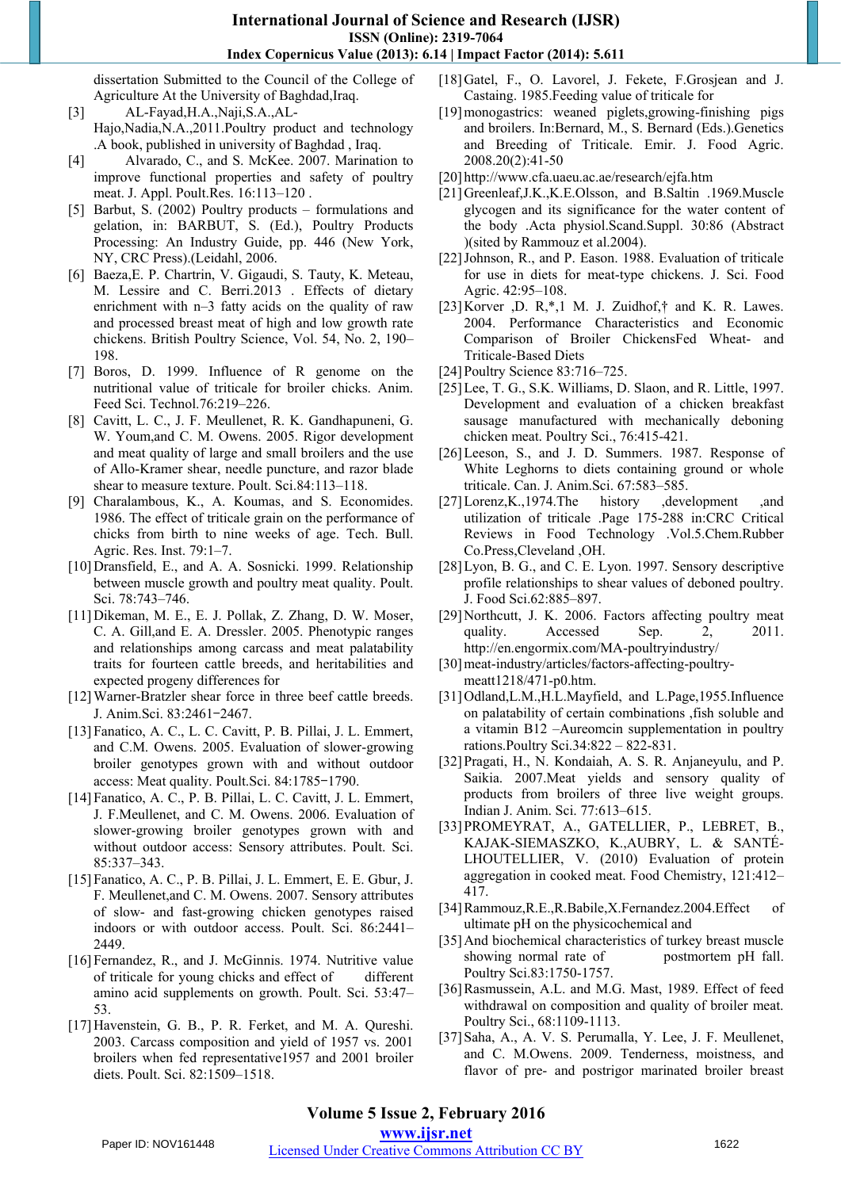dissertation Submitted to the Council of the College of Agriculture At the University of Baghdad,Iraq.

[3] AL-Fayad,H.A.,Naji,S.A.,AL-Hajo,Nadia,N.A.,2011.Poultry product and technology .A book, published in university of Baghdad , Iraq.

[4] Alvarado, C., and S. McKee. 2007. Marination to improve functional properties and safety of poultry meat. J. Appl. Poult.Res. 16:113–120 .

[5] Barbut, S. (2002) Poultry products – formulations and gelation, in: BARBUT, S. (Ed.), Poultry Products Processing: An Industry Guide, pp. 446 (New York, NY, CRC Press).(Leidahl, 2006.

[6] Baeza,E. P. Chartrin, V. Gigaudi, S. Tauty, K. Meteau, M. Lessire and C. Berri.2013 . Effects of dietary enrichment with n–3 fatty acids on the quality of raw and processed breast meat of high and low growth rate chickens. British Poultry Science, Vol. 54, No. 2, 190–198.

[7] Boros, D. 1999. Influence of R genome on the nutritional value of triticale for broiler chicks. Anim. Feed Sci. Technol.76:219–226.

[8] Cavitt, L. C., J. F. Meullenet, R. K. Gandhapuneni, G. W. Youm,and C. M. Owens. 2005. Rigor development and meat quality of large and small broilers and the use of Allo-Kramer shear, needle puncture, and razor blade shear to measure texture. Poult. Sci.84:113–118.

[9] Charalambous, K., A. Koumas, and S. Economides. 1986. The effect of triticale grain on the performance of chicks from birth to nine weeks of age. Tech. Bull. Agric. Res. Inst. 79:1–7.

[10] Dransfield, E., and A. A. Sosnicki. 1999. Relationship between muscle growth and poultry meat quality. Poult. Sci. 78:743–746.

[11] Dikeman, M. E., E. J. Pollak, Z. Zhang, D. W. Moser, C. A. Gill,and E. A. Dressler. 2005. Phenotypic ranges and relationships among carcass and meat palatability traits for fourteen cattle breeds, and heritabilities and expected progeny differences for

[12] Warner-Bratzler shear force in three beef cattle breeds. J. Anim.Sci. 83:2461−2467.

[13] Fanatico, A. C., L. C. Cavitt, P. B. Pillai, J. L. Emmert, and C.M. Owens. 2005. Evaluation of slower-growing broiler genotypes grown with and without outdoor access: Meat quality. Poult.Sci. 84:1785−1790.

[14] Fanatico, A. C., P. B. Pillai, L. C. Cavitt, J. L. Emmert, J. F.Meullenet, and C. M. Owens. 2006. Evaluation of slower-growing broiler genotypes grown with and without outdoor access: Sensory attributes. Poult. Sci. 85:337–343.

[15] Fanatico, A. C., P. B. Pillai, J. L. Emmert, E. E. Gbur, J. F. Meullenet,and C. M. Owens. 2007. Sensory attributes of slow- and fast-growing chicken genotypes raised indoors or with outdoor access. Poult. Sci. 86:2441–2449.

[16] Fernandez, R., and J. McGinnis. 1974. Nutritive value of triticale for young chicks and effect of different amino acid supplements on growth. Poult. Sci. 53:47–53.

[17] Havenstein, G. B., P. R. Ferket, and M. A. Qureshi. 2003. Carcass composition and yield of 1957 vs. 2001 broilers when fed representative1957 and 2001 broiler diets. Poult. Sci. 82:1509–1518.

[18] Gatel, F., O. Lavorel, J. Fekete, F.Grosjean and J. Castaing. 1985.Feeding value of triticale for

[19] monogastrics: weaned piglets,growing-finishing pigs and broilers. In:Bernard, M., S. Bernard (Eds.).Genetics and Breeding of Triticale. Emir. J. Food Agric. 2008.20(2):41-50

[20] http://www.cfa.uaeu.ac.ae/research/ejfa.htm

[21] Greenleaf,J.K.,K.E.Olsson, and B.Saltin .1969.Muscle glycogen and its significance for the water content of the body .Acta physiol.Scand.Suppl. 30:86 (Abstract )(sited by Rammouz et al.2004).

[22] Johnson, R., and P. Eason. 1988. Evaluation of triticale for use in diets for meat-type chickens. J. Sci. Food Agric. 42:95–108.

[23] Korver ,D. R,*,1 M. J. Zuidhof,† and K. R. Lawes. 2004. Performance Characteristics and Economic Comparison of Broiler ChickensFed Wheat- and Triticale-Based Diets

[24] Poultry Science 83:716–725.

[25] Lee, T. G., S.K. Williams, D. Slaon, and R. Little, 1997. Development and evaluation of a chicken breakfast sausage manufactured with mechanically deboning chicken meat. Poultry Sci., 76:415-421.

[26] Leeson, S., and J. D. Summers. 1987. Response of White Leghorns to diets containing ground or whole triticale. Can. J. Anim.Sci. 67:583–585.

[27] Lorenz,K.,1974.The history ,development ,and utilization of triticale .Page 175-288 in:CRC Critical Reviews in Food Technology .Vol.5.Chem.Rubber Co.Press,Cleveland ,OH.

[28] Lyon, B. G., and C. E. Lyon. 1997. Sensory descriptive profile relationships to shear values of deboned poultry. J. Food Sci.62:885–897.

[29] Northcutt, J. K. 2006. Factors affecting poultry meat quality. Accessed Sep. 2, 2011. http://en.engormix.com/MA-poultryindustry/

[30] meat-industry/articles/factors-affecting-poultry-meatt1218/471-p0.htm.

[31] Odland,L.M.,H.L.Mayfield, and L.Page,1955.Influence on palatability of certain combinations ,fish soluble and a vitamin B12 –Aureomcin supplementation in poultry rations.Poultry Sci.34:822 – 822-831.

[32] Pragati, H., N. Kondaiah, A. S. R. Anjaneyulu, and P. Saikia. 2007.Meat yields and sensory quality of products from broilers of three live weight groups. Indian J. Anim. Sci. 77:613–615.

[33] PROMEYRAT, A., GATELLIER, P., LEBRET, B., KAJAK-SIEMASZKO, K.,AUBRY, L. & SANTÉ-LHOUTELLIER, V. (2010) Evaluation of protein aggregation in cooked meat. Food Chemistry, 121:412–417.

[34] Rammouz,R.E.,R.Babile,X.Fernandez.2004.Effect of ultimate pH on the physicochemical and

[35] And biochemical characteristics of turkey breast muscle showing normal rate of postmortem pH fall. Poultry Sci.83:1750-1757.

[36] Rasmussein, A.L. and M.G. Mast, 1989. Effect of feed withdrawal on composition and quality of broiler meat. Poultry Sci., 68:1109-1113.

[37] Saha, A., A. V. S. Perumalla, Y. Lee, J. F. Meullenet, and C. M.Owens. 2009. Tenderness, moistness, and flavor of pre- and postrigor marinated broiler breast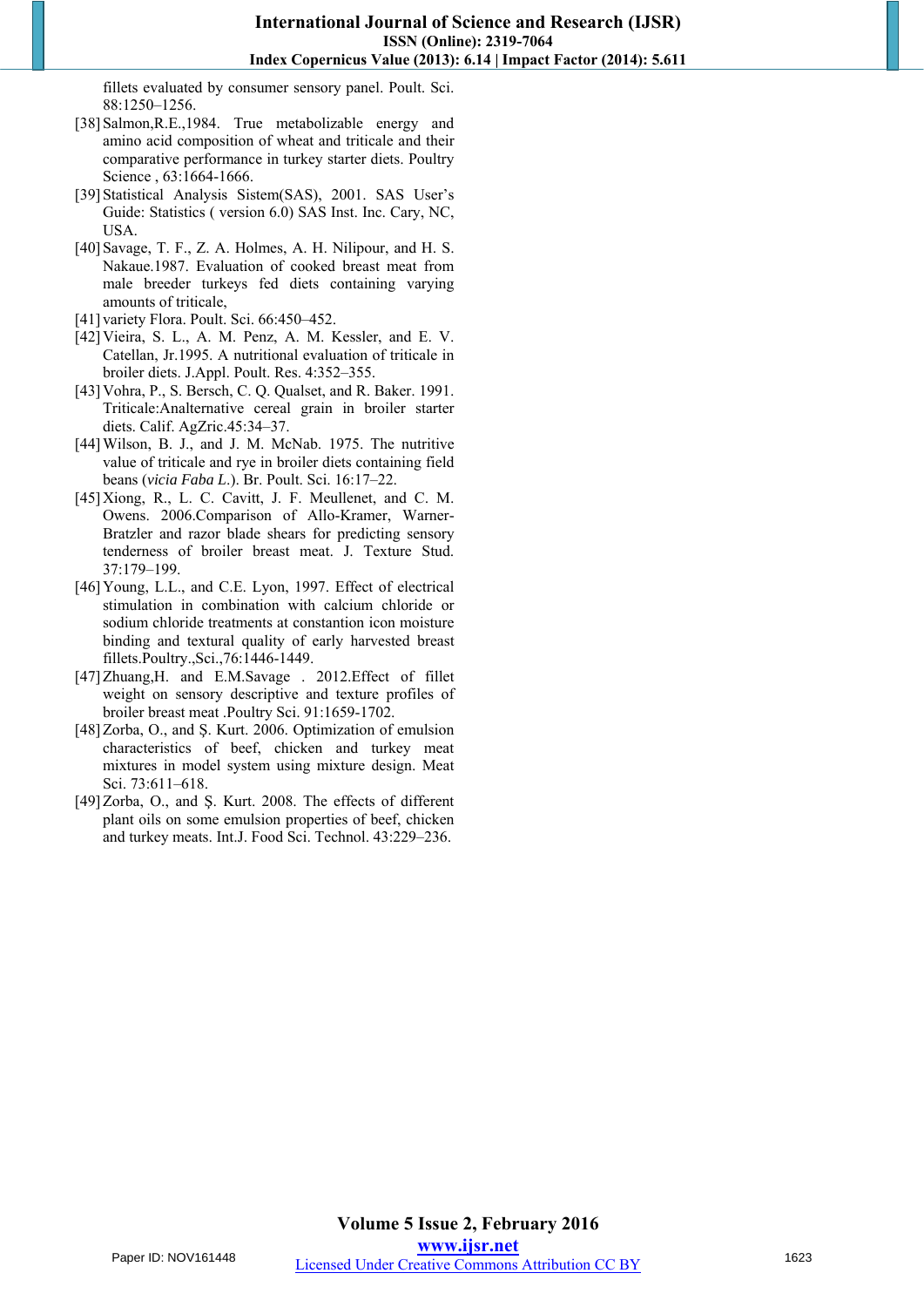fillets evaluated by consumer sensory panel. Poult. Sci. 88:1250–1256.

[38] Salmon,R.E.,1984. True metabolizable energy and amino acid composition of wheat and triticale and their comparative performance in turkey starter diets. Poultry Science , 63:1664-1666.

[39] Statistical Analysis Sistem(SAS), 2001. SAS User's Guide: Statistics ( version 6.0) SAS Inst. Inc. Cary, NC, USA.

[40] Savage, T. F., Z. A. Holmes, A. H. Nilipour, and H. S. Nakaue.1987. Evaluation of cooked breast meat from male breeder turkeys fed diets containing varying amounts of triticale,

[41] variety Flora. Poult. Sci. 66:450–452.

[42] Vieira, S. L., A. M. Penz, A. M. Kessler, and E. V. Catellan, Jr.1995. A nutritional evaluation of triticale in broiler diets. J.Appl. Poult. Res. 4:352–355.

[43] Vohra, P., S. Bersch, C. Q. Qualset, and R. Baker. 1991. Triticale:Analternative cereal grain in broiler starter diets. Calif. AgZric.45:34–37.

[44] Wilson, B. J., and J. M. McNab. 1975. The nutritive value of triticale and rye in broiler diets containing field beans (*vicia Faba L*.). Br. Poult. Sci. 16:17–22.

[45] Xiong, R., L. C. Cavitt, J. F. Meullenet, and C. M. Owens. 2006.Comparison of Allo-Kramer, Warner-Bratzler and razor blade shears for predicting sensory tenderness of broiler breast meat. J. Texture Stud. 37:179–199.

[46] Young, L.L., and C.E. Lyon, 1997. Effect of electrical stimulation in combination with calcium chloride or sodium chloride treatments at constantion icon moisture binding and textural quality of early harvested breast fillets.Poultry.,Sci.,76:1446-1449.

[47] Zhuang,H. and E.M.Savage . 2012.Effect of fillet weight on sensory descriptive and texture profiles of broiler breast meat .Poultry Sci. 91:1659-1702.

[48] Zorba, O., and Ş. Kurt. 2006. Optimization of emulsion characteristics of beef, chicken and turkey meat mixtures in model system using mixture design. Meat Sci. 73:611–618.

[49] Zorba, O., and Ş. Kurt. 2008. The effects of different plant oils on some emulsion properties of beef, chicken and turkey meats. Int.J. Food Sci. Technol. 43:229–236.